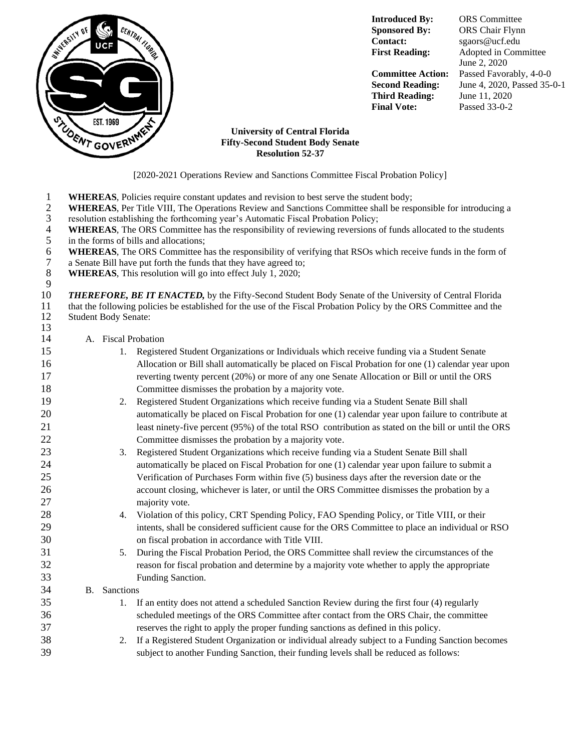| | |
|---|---|
| **Introduced By:** | ORS Committee |
| **Sponsored By:** | ORS Chair Flynn |
| **Contact:** | sgaors@ucf.edu |
| **First Reading:** | Adopted in Committee June 2, 2020 |
| **Committee Action:** | Passed Favorably, 4-0-0 |
| **Second Reading:** | June 4, 2020, Passed 35-0-1 |
| **Third Reading:** | June 11, 2020 |
| **Final Vote:** | Passed 33-0-2 |

**University of Central Florida**
**Fifty-Second Student Body Senate**
**Resolution 52-37**

[2020-2021 Operations Review and Sanctions Committee Fiscal Probation Policy]

**WHEREAS**, Policies require constant updates and revision to best serve the student body;
**WHEREAS**, Per Title VIII, The Operations Review and Sanctions Committee shall be responsible for introducing a resolution establishing the forthcoming year's Automatic Fiscal Probation Policy;
**WHEREAS**, The ORS Committee has the responsibility of reviewing reversions of funds allocated to the students in the forms of bills and allocations;
**WHEREAS**, The ORS Committee has the responsibility of verifying that RSOs which receive funds in the form of a Senate Bill have put forth the funds that they have agreed to;
**WHEREAS**, This resolution will go into effect July 1, 2020;

***THEREFORE, BE IT ENACTED,*** by the Fifty-Second Student Body Senate of the University of Central Florida that the following policies be established for the use of the Fiscal Probation Policy by the ORS Committee and the Student Body Senate:

A. Fiscal Probation
   1. Registered Student Organizations or Individuals which receive funding via a Student Senate Allocation or Bill shall automatically be placed on Fiscal Probation for one (1) calendar year upon reverting twenty percent (20%) or more of any one Senate Allocation or Bill or until the ORS Committee dismisses the probation by a majority vote.
   2. Registered Student Organizations which receive funding via a Student Senate Bill shall automatically be placed on Fiscal Probation for one (1) calendar year upon failure to contribute at least ninety-five percent (95%) of the total RSO contribution as stated on the bill or until the ORS Committee dismisses the probation by a majority vote.
   3. Registered Student Organizations which receive funding via a Student Senate Bill shall automatically be placed on Fiscal Probation for one (1) calendar year upon failure to submit a Verification of Purchases Form within five (5) business days after the reversion date or the account closing, whichever is later, or until the ORS Committee dismisses the probation by a majority vote.
   4. Violation of this policy, CRT Spending Policy, FAO Spending Policy, or Title VIII, or their intents, shall be considered sufficient cause for the ORS Committee to place an individual or RSO on fiscal probation in accordance with Title VIII.
   5. During the Fiscal Probation Period, the ORS Committee shall review the circumstances of the reason for fiscal probation and determine by a majority vote whether to apply the appropriate Funding Sanction.

B. Sanctions
   1. If an entity does not attend a scheduled Sanction Review during the first four (4) regularly scheduled meetings of the ORS Committee after contact from the ORS Chair, the committee reserves the right to apply the proper funding sanctions as defined in this policy.
   2. If a Registered Student Organization or individual already subject to a Funding Sanction becomes subject to another Funding Sanction, their funding levels shall be reduced as follows: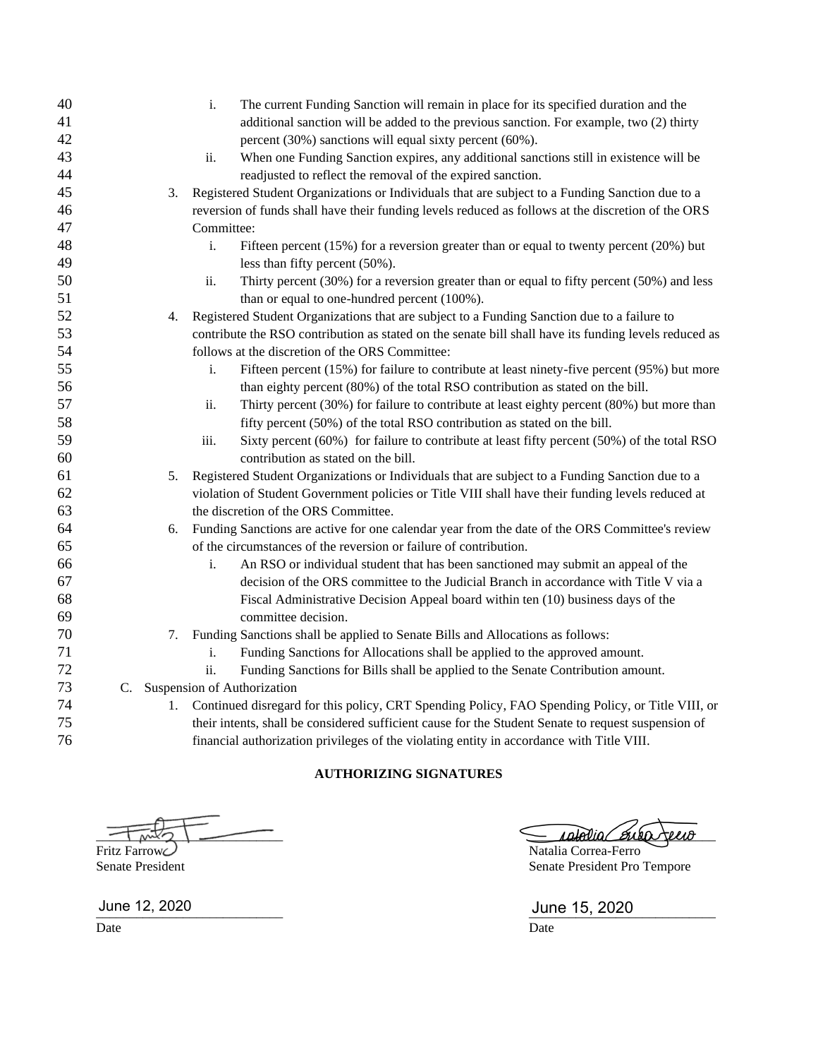i. The current Funding Sanction will remain in place for its specified duration and the additional sanction will be added to the previous sanction. For example, two (2) thirty percent (30%) sanctions will equal sixty percent (60%).

ii. When one Funding Sanction expires, any additional sanctions still in existence will be readjusted to reflect the removal of the expired sanction.

3. Registered Student Organizations or Individuals that are subject to a Funding Sanction due to a reversion of funds shall have their funding levels reduced as follows at the discretion of the ORS Committee:

   i. Fifteen percent (15%) for a reversion greater than or equal to twenty percent (20%) but less than fifty percent (50%).

   ii. Thirty percent (30%) for a reversion greater than or equal to fifty percent (50%) and less than or equal to one-hundred percent (100%).

4. Registered Student Organizations that are subject to a Funding Sanction due to a failure to contribute the RSO contribution as stated on the senate bill shall have its funding levels reduced as follows at the discretion of the ORS Committee:

   i. Fifteen percent (15%) for failure to contribute at least ninety-five percent (95%) but more than eighty percent (80%) of the total RSO contribution as stated on the bill.

   ii. Thirty percent (30%) for failure to contribute at least eighty percent (80%) but more than fifty percent (50%) of the total RSO contribution as stated on the bill.

   iii. Sixty percent (60%) for failure to contribute at least fifty percent (50%) of the total RSO contribution as stated on the bill.

5. Registered Student Organizations or Individuals that are subject to a Funding Sanction due to a violation of Student Government policies or Title VIII shall have their funding levels reduced at the discretion of the ORS Committee.

6. Funding Sanctions are active for one calendar year from the date of the ORS Committee's review of the circumstances of the reversion or failure of contribution.

   i. An RSO or individual student that has been sanctioned may submit an appeal of the decision of the ORS committee to the Judicial Branch in accordance with Title V via a Fiscal Administrative Decision Appeal board within ten (10) business days of the committee decision.

7. Funding Sanctions shall be applied to Senate Bills and Allocations as follows:

   i. Funding Sanctions for Allocations shall be applied to the approved amount.

   ii. Funding Sanctions for Bills shall be applied to the Senate Contribution amount.

C. Suspension of Authorization

1. Continued disregard for this policy, CRT Spending Policy, FAO Spending Policy, or Title VIII, or their intents, shall be considered sufficient cause for the Student Senate to request suspension of financial authorization privileges of the violating entity in accordance with Title VIII.

**AUTHORIZING SIGNATURES**

Fritz Farrow
Senate President

June 12, 2020
Date

Natalia Correa-Ferro
Senate President Pro Tempore

June 15, 2020
Date